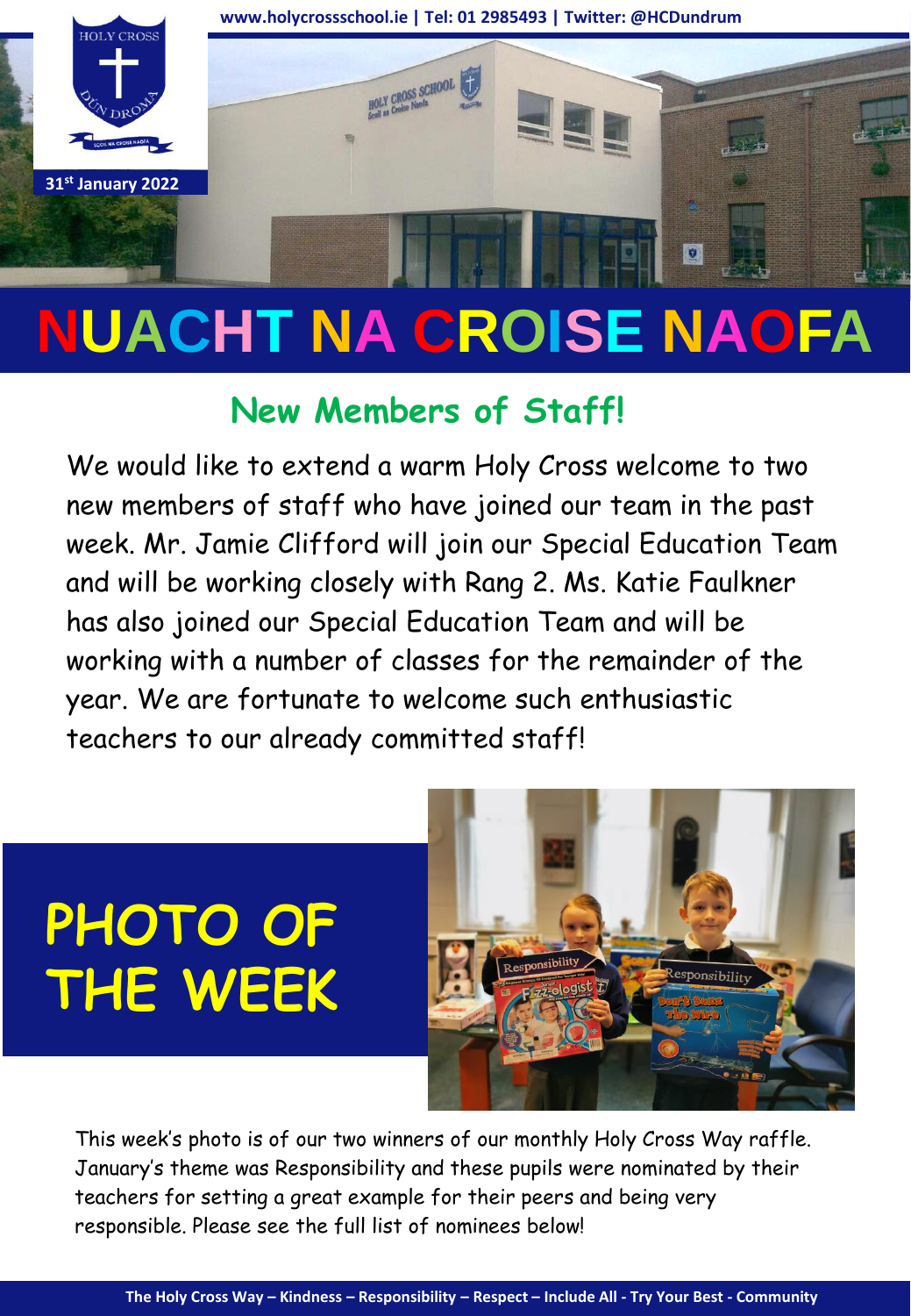www.holycrossschool.ie | Tel: 01 2985493 | Twitter: @HCDundrum

31st January 2022

# NUACHT NA CROISE NAOFA

## New Members of Staff!

We would like to extend a warm Holy Cross welcome to two new members of staff who have joined our team in the past week. Mr. Jamie Clifford will join our Special Education Team and will be working closely with Rang 2. Ms. Katie Faulkner has also joined our Special Education Team and will be working with a number of classes for the remainder of the year. We are fortunate to welcome such enthusiastic teachers to our already committed staff!

## PHOTO OF THE WEEK

This week's photo is of our two winners of our monthly Holy Cross Way raffle. January's theme was Responsibility and these pupils were nominated by their teachers for setting a great example for their peers and being very responsible. Please see the full list of nominees below!

**The Holy Cross Way – Kindness – Responsibility – Respect – Include All - Try Your Best - Community**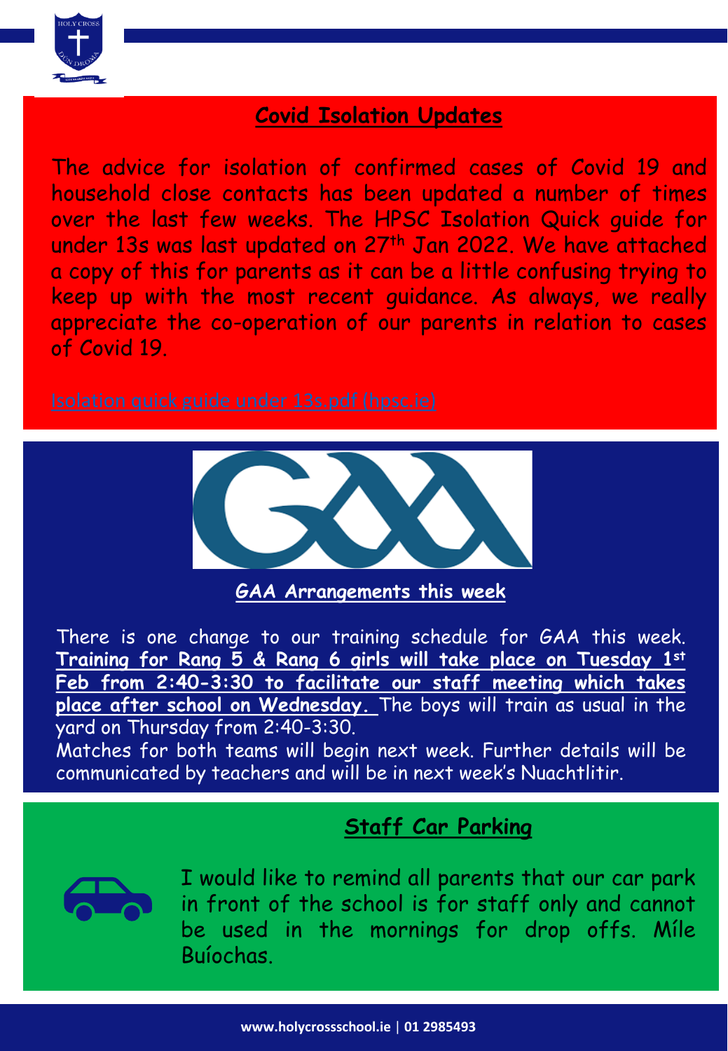## Covid Isolation Updates

The advice for isolation of confirmed cases of Covid 19 and household close contacts has been updated a number of times over the last few weeks. The HPSC Isolation Quick guide for under 13s was last updated on 27th Jan 2022. We have attached a copy of this for parents as it can be a little confusing trying to keep up with the most recent guidance. As always, we really appreciate the co-operation of our parents in relation to cases of Covid 19.

Isolation quick guide under 13s.pdf (hpsc.ie)

## GAA Arrangements this week

There is one change to our training schedule for GAA this week. **Training for Rang 5 & Rang 6 girls will take place on Tuesday 1st Feb from 2:40-3:30 to facilitate our staff meeting which takes place after school on Wednesday.** The boys will train as usual in the yard on Thursday from 2:40-3:30.

Matches for both teams will begin next week. Further details will be communicated by teachers and will be in next week's Nuachtlitir.

## Staff Car Parking

I would like to remind all parents that our car park in front of the school is for staff only and cannot be used in the mornings for drop offs. Míle Buíochas.

www.holycrossschool.ie | 01 2985493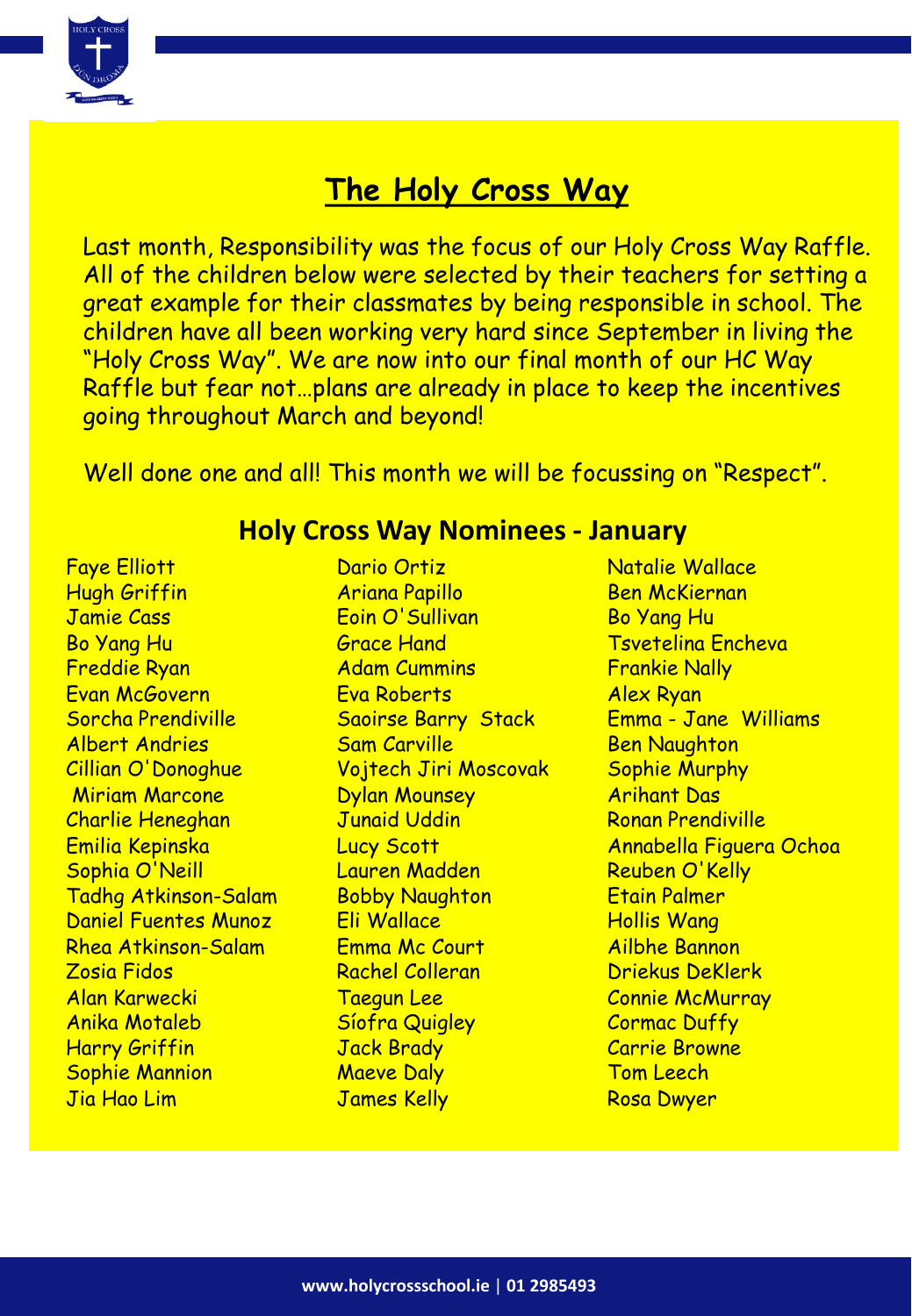# The Holy Cross Way

Last month, Responsibility was the focus of our Holy Cross Way Raffle. All of the children below were selected by their teachers for setting a great example for their classmates by being responsible in school. The children have all been working very hard since September in living the "Holy Cross Way". We are now into our final month of our HC Way Raffle but fear not…plans are already in place to keep the incentives going throughout March and beyond!

Well done one and all! This month we will be focussing on "Respect".

## Holy Cross Way Nominees - January

Faye Elliott
Hugh Griffin
Jamie Cass
Bo Yang Hu
Freddie Ryan
Evan McGovern
Sorcha Prendiville
Albert Andries
Cillian O'Donoghue
Miriam Marcone
Charlie Heneghan
Emilia Kepinska
Sophia O'Neill
Tadhg Atkinson-Salam
Daniel Fuentes Munoz
Rhea Atkinson-Salam
Zosia Fidos
Alan Karwecki
Anika Motaleb
Harry Griffin
Sophie Mannion
Jia Hao Lim

Dario Ortiz
Ariana Papillo
Eoin O'Sullivan
Grace Hand
Adam Cummins
Eva Roberts
Saoirse Barry Stack
Sam Carville
Vojtech Jiri Moscovak
Dylan Mounsey
Junaid Uddin
Lucy Scott
Lauren Madden
Bobby Naughton
Eli Wallace
Emma Mc Court
Rachel Colleran
Taegun Lee
Síofra Quigley
Jack Brady
Maeve Daly
James Kelly

Natalie Wallace
Ben McKiernan
Bo Yang Hu
Tsvetelina Encheva
Frankie Nally
Alex Ryan
Emma - Jane Williams
Ben Naughton
Sophie Murphy
Arihant Das
Ronan Prendiville
Annabella Figuera Ochoa
Reuben O'Kelly
Etain Palmer
Hollis Wang
Ailbhe Bannon
Driekus DeKlerk
Connie McMurray
Cormac Duffy
Carrie Browne
Tom Leech
Rosa Dwyer